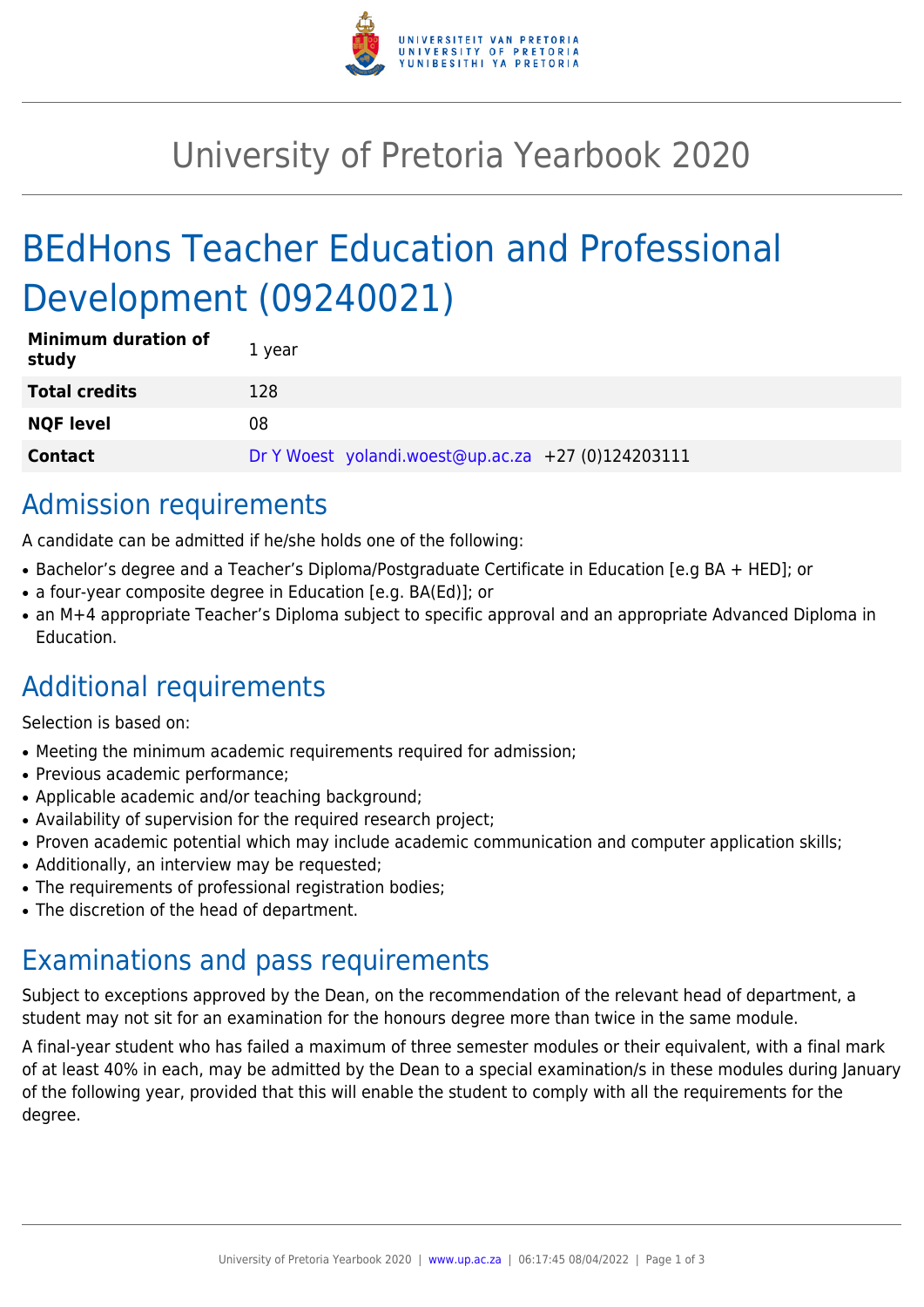# University of Pretoria Yearbook 2020

# BEdHons Teacher Education and Professional Development (09240021)

| | |
|---|---|
| **Minimum duration of study** | 1 year |
| **Total credits** | 128 |
| **NQF level** | 08 |
| **Contact** | Dr Y Woest yolandi.woest@up.ac.za +27 (0)124203111 |

## Admission requirements

A candidate can be admitted if he/she holds one of the following:

- Bachelor's degree and a Teacher's Diploma/Postgraduate Certificate in Education [e.g BA + HED]; or
- a four-year composite degree in Education [e.g. BA(Ed)]; or
- an M+4 appropriate Teacher's Diploma subject to specific approval and an appropriate Advanced Diploma in Education.

## Additional requirements

Selection is based on:

- Meeting the minimum academic requirements required for admission;
- Previous academic performance;
- Applicable academic and/or teaching background;
- Availability of supervision for the required research project;
- Proven academic potential which may include academic communication and computer application skills;
- Additionally, an interview may be requested;
- The requirements of professional registration bodies;
- The discretion of the head of department.

## Examinations and pass requirements

Subject to exceptions approved by the Dean, on the recommendation of the relevant head of department, a student may not sit for an examination for the honours degree more than twice in the same module.

A final-year student who has failed a maximum of three semester modules or their equivalent, with a final mark of at least 40% in each, may be admitted by the Dean to a special examination/s in these modules during January of the following year, provided that this will enable the student to comply with all the requirements for the degree.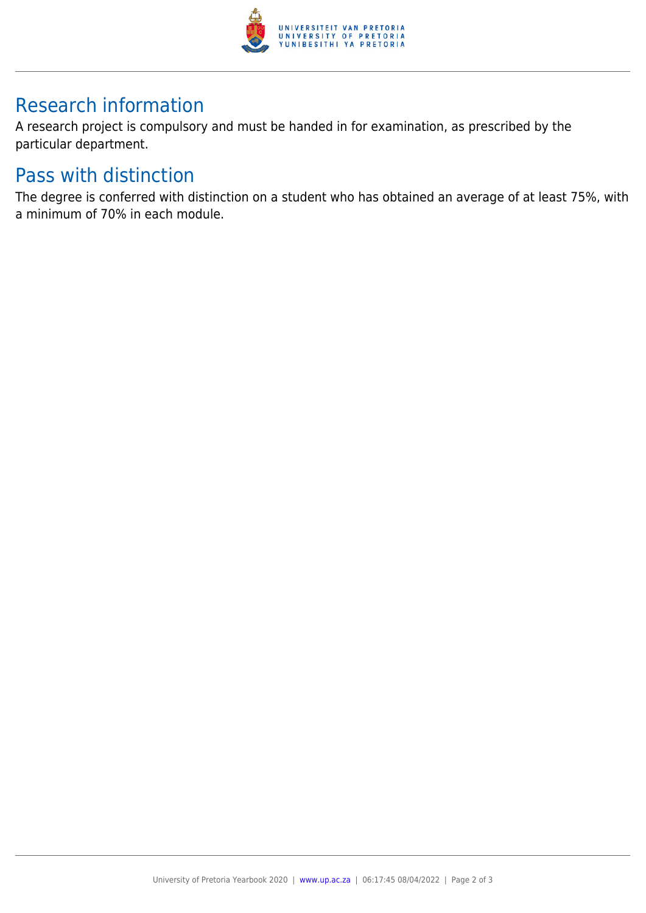## Research information

A research project is compulsory and must be handed in for examination, as prescribed by the particular department.

## Pass with distinction

The degree is conferred with distinction on a student who has obtained an average of at least 75%, with a minimum of 70% in each module.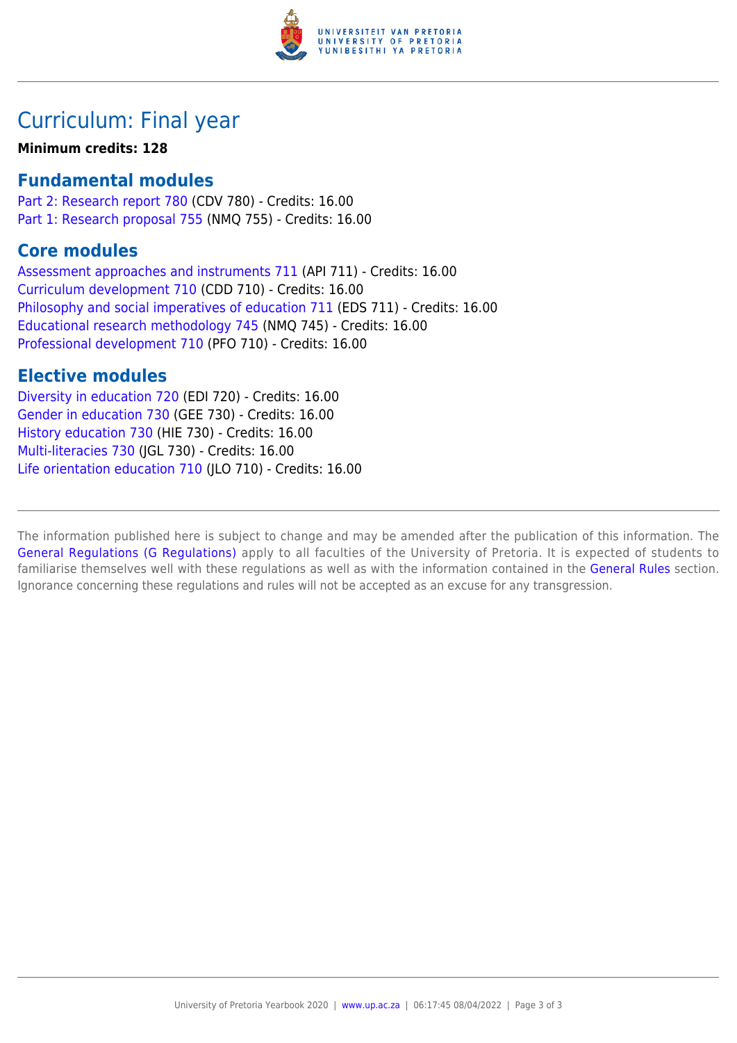# Curriculum: Final year

**Minimum credits: 128**

## Fundamental modules

Part 2: Research report 780 (CDV 780) - Credits: 16.00
Part 1: Research proposal 755 (NMQ 755) - Credits: 16.00

## Core modules

Assessment approaches and instruments 711 (API 711) - Credits: 16.00
Curriculum development 710 (CDD 710) - Credits: 16.00
Philosophy and social imperatives of education 711 (EDS 711) - Credits: 16.00
Educational research methodology 745 (NMQ 745) - Credits: 16.00
Professional development 710 (PFO 710) - Credits: 16.00

## Elective modules

Diversity in education 720 (EDI 720) - Credits: 16.00
Gender in education 730 (GEE 730) - Credits: 16.00
History education 730 (HIE 730) - Credits: 16.00
Multi-literacies 730 (JGL 730) - Credits: 16.00
Life orientation education 710 (JLO 710) - Credits: 16.00

---

The information published here is subject to change and may be amended after the publication of this information. The General Regulations (G Regulations) apply to all faculties of the University of Pretoria. It is expected of students to familiarise themselves well with these regulations as well as with the information contained in the General Rules section. Ignorance concerning these regulations and rules will not be accepted as an excuse for any transgression.